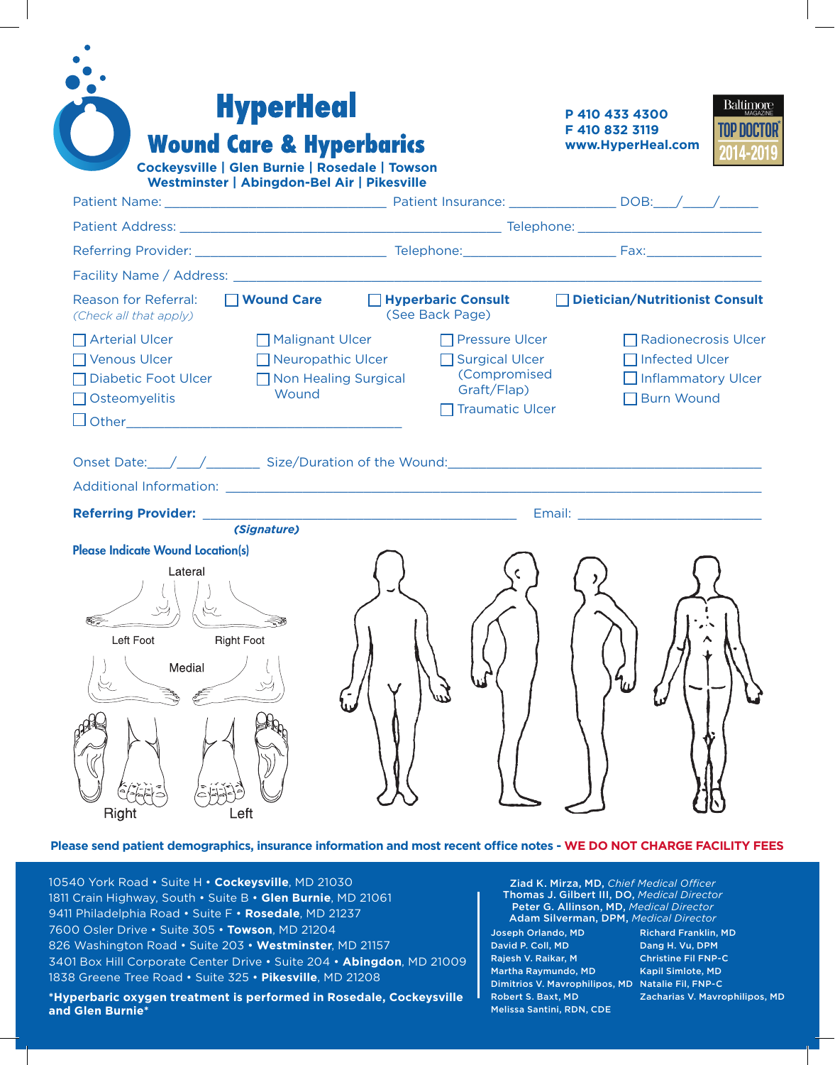# HyperHeal

## Wound Care & Hyperbarics

**Cockeysville | Glen Burnie | Rosedale | Towson**
**Westminster | Abingdon-Bel Air | Pikesville**

**P 410 433 4300**
**F 410 832 3119**
**www.HyperHeal.com**

Baltimore MAGAZINE TOP DOCTOR 2014-2019

Patient Name: ______________________________ Patient Insurance: _______________ DOB:___/____/_____

Patient Address: ____________________________________________ Telephone: _________________________

Referring Provider: __________________________ Telephone:_____________________ Fax:________________

Facility Name / Address: ____________________________________________________________________

Reason for Referral: *(Check all that apply)*

- ☐ **Wound Care**
- ☐ **Hyperbaric Consult** (See Back Page)
- ☐ **Dietician/Nutritionist Consult**

- ☐ Arterial Ulcer
- ☐ Venous Ulcer
- ☐ Diabetic Foot Ulcer
- ☐ Osteomyelitis
- ☐ Other______________________________________
- ☐ Malignant Ulcer
- ☐ Neuropathic Ulcer
- ☐ Non Healing Surgical Wound
- ☐ Pressure Ulcer
- ☐ Surgical Ulcer (Compromised Graft/Flap)
- ☐ Traumatic Ulcer
- ☐ Radionecrosis Ulcer
- ☐ Infected Ulcer
- ☐ Inflammatory Ulcer
- ☐ Burn Wound

Onset Date:___/___/_______ Size/Duration of the Wound:_________________________________________

Additional Information: ______________________________________________________________________

**Referring Provider:** ___________________________________________ Email: _________________________
***(Signature)***

**Please Indicate Wound Location(s)**

Lateral

Left Foot    Right Foot

Medial

Right    Left

**Please send patient demographics, insurance information and most recent office notes - WE DO NOT CHARGE FACILITY FEES**

10540 York Road • Suite H • **Cockeysville**, MD 21030
1811 Crain Highway, South • Suite B • **Glen Burnie**, MD 21061
9411 Philadelphia Road • Suite F • **Rosedale**, MD 21237
7600 Osler Drive • Suite 305 • **Towson**, MD 21204
826 Washington Road • Suite 203 • **Westminster**, MD 21157
3401 Box Hill Corporate Center Drive • Suite 204 • **Abingdon**, MD 21009
1838 Greene Tree Road • Suite 325 • **Pikesville**, MD 21208

***Hyperbaric oxygen treatment is performed in Rosedale, Cockeysville and Glen Burnie***

**Ziad K. Mirza, MD,** *Chief Medical Officer*
**Thomas J. Gilbert III, DO,** *Medical Director*
**Peter G. Allinson, MD,** *Medical Director*
**Adam Silverman, DPM,** *Medical Director*

Joseph Orlando, MD
David P. Coll, MD
Rajesh V. Raikar, M
Martha Raymundo, MD
Dimitrios V. Mavrophilipos, MD
Robert S. Baxt, MD
Melissa Santini, RDN, CDE
Richard Franklin, MD
Dang H. Vu, DPM
Christine Fil FNP-C
Kapil Simlote, MD
Natalie Fil, FNP-C
Zacharias V. Mavrophilipos, MD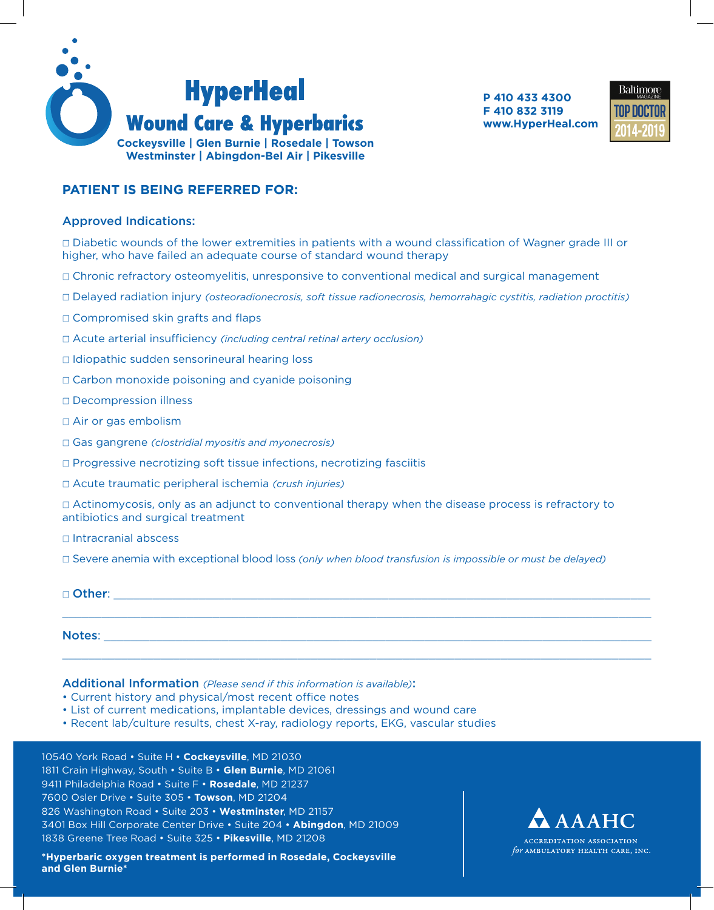# HyperHeal

## Wound Care & Hyperbarics

**Cockeysville | Glen Burnie | Rosedale | Towson**
**Westminster | Abingdon-Bel Air | Pikesville**

**P 410 433 4300**
**F 410 832 3119**
**www.HyperHeal.com**

Baltimore MAGAZINE TOP DOCTOR 2014-2019

## PATIENT IS BEING REFERRED FOR:

### Approved Indications:

□ Diabetic wounds of the lower extremities in patients with a wound classification of Wagner grade III or higher, who have failed an adequate course of standard wound therapy

□ Chronic refractory osteomyelitis, unresponsive to conventional medical and surgical management

□ Delayed radiation injury *(osteoradionecrosis, soft tissue radionecrosis, hemorrhagic cystitis, radiation proctitis)*

□ Compromised skin grafts and flaps

□ Acute arterial insufficiency *(including central retinal artery occlusion)*

□ Idiopathic sudden sensorineural hearing loss

□ Carbon monoxide poisoning and cyanide poisoning

□ Decompression illness

□ Air or gas embolism

□ Gas gangrene *(clostridial myositis and myonecrosis)*

□ Progressive necrotizing soft tissue infections, necrotizing fasciitis

□ Acute traumatic peripheral ischemia *(crush injuries)*

□ Actinomycosis, only as an adjunct to conventional therapy when the disease process is refractory to antibiotics and surgical treatment

□ Intracranial abscess

□ Severe anemia with exceptional blood loss *(only when blood transfusion is impossible or must be delayed)*

□ Other: ______________________________________________________________________

______________________________________________________________________________

Notes: _______________________________________________________________________

______________________________________________________________________________

### Additional Information *(Please send if this information is available)*:

- Current history and physical/most recent office notes
- List of current medications, implantable devices, dressings and wound care
- Recent lab/culture results, chest X-ray, radiology reports, EKG, vascular studies

10540 York Road • Suite H • **Cockeysville**, MD 21030
1811 Crain Highway, South • Suite B • **Glen Burnie**, MD 21061
9411 Philadelphia Road • Suite F • **Rosedale**, MD 21237
7600 Osler Drive • Suite 305 • **Towson**, MD 21204
826 Washington Road • Suite 203 • **Westminster**, MD 21157
3401 Box Hill Corporate Center Drive • Suite 204 • **Abingdon**, MD 21009
1838 Greene Tree Road • Suite 325 • **Pikesville**, MD 21208

**\*Hyperbaric oxygen treatment is performed in Rosedale, Cockeysville and Glen Burnie\***

AAAHC
ACCREDITATION ASSOCIATION *for* AMBULATORY HEALTH CARE, INC.